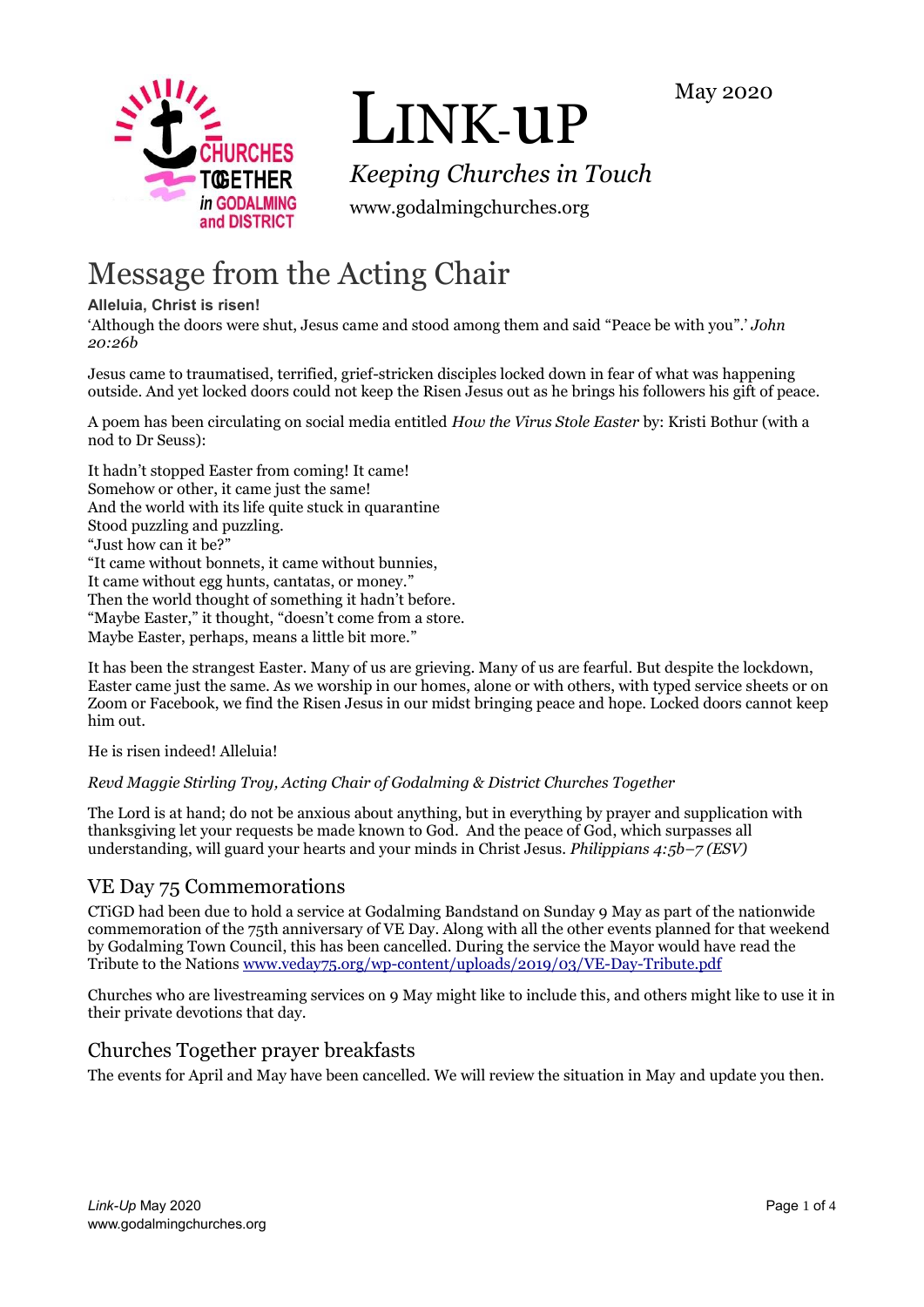# LINK-UP

May 2020

*Keeping Churches in Touch*

www.godalmingchurches.org

## Message from the Acting Chair

**Alleluia, Christ is risen!**

'Although the doors were shut, Jesus came and stood among them and said "Peace be with you".' *John 20:26b*

Jesus came to traumatised, terrified, grief-stricken disciples locked down in fear of what was happening outside. And yet locked doors could not keep the Risen Jesus out as he brings his followers his gift of peace.

A poem has been circulating on social media entitled *How the Virus Stole Easter* by: Kristi Bothur (with a nod to Dr Seuss):

It hadn't stopped Easter from coming! It came!
Somehow or other, it came just the same!
And the world with its life quite stuck in quarantine
Stood puzzling and puzzling.
"Just how can it be?"
"It came without bonnets, it came without bunnies,
It came without egg hunts, cantatas, or money."
Then the world thought of something it hadn't before.
"Maybe Easter," it thought, "doesn't come from a store.
Maybe Easter, perhaps, means a little bit more."

It has been the strangest Easter. Many of us are grieving. Many of us are fearful. But despite the lockdown, Easter came just the same. As we worship in our homes, alone or with others, with typed service sheets or on Zoom or Facebook, we find the Risen Jesus in our midst bringing peace and hope. Locked doors cannot keep him out.

He is risen indeed! Alleluia!

*Revd Maggie Stirling Troy, Acting Chair of Godalming & District Churches Together*

The Lord is at hand; do not be anxious about anything, but in everything by prayer and supplication with thanksgiving let your requests be made known to God. And the peace of God, which surpasses all understanding, will guard your hearts and your minds in Christ Jesus. *Philippians 4:5b–7 (ESV)*

### VE Day 75 Commemorations

CTiGD had been due to hold a service at Godalming Bandstand on Sunday 9 May as part of the nationwide commemoration of the 75th anniversary of VE Day. Along with all the other events planned for that weekend by Godalming Town Council, this has been cancelled. During the service the Mayor would have read the Tribute to the Nations www.veday75.org/wp-content/uploads/2019/03/VE-Day-Tribute.pdf

Churches who are livestreaming services on 9 May might like to include this, and others might like to use it in their private devotions that day.

### Churches Together prayer breakfasts

The events for April and May have been cancelled. We will review the situation in May and update you then.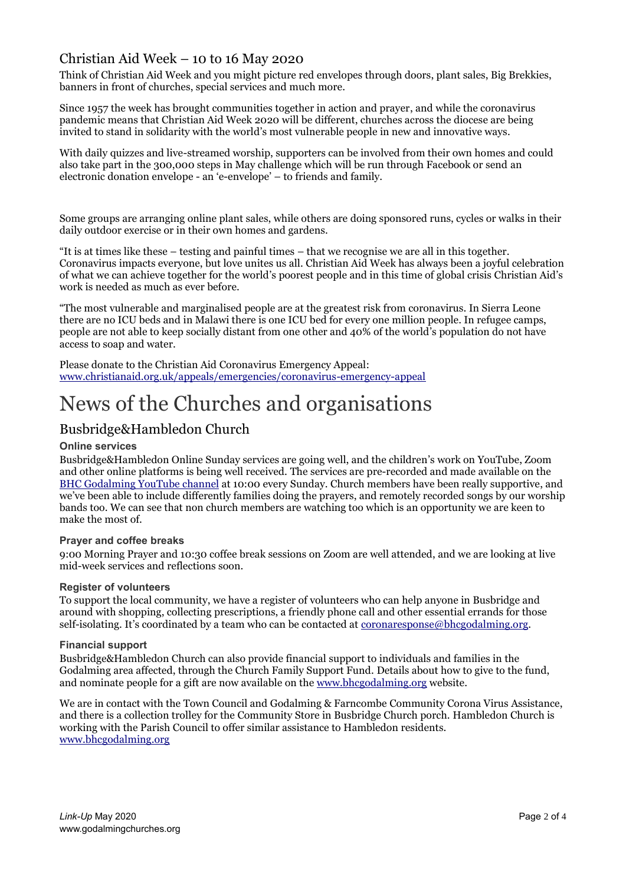## Christian Aid Week – 10 to 16 May 2020

Think of Christian Aid Week and you might picture red envelopes through doors, plant sales, Big Brekkies, banners in front of churches, special services and much more.

Since 1957 the week has brought communities together in action and prayer, and while the coronavirus pandemic means that Christian Aid Week 2020 will be different, churches across the diocese are being invited to stand in solidarity with the world's most vulnerable people in new and innovative ways.

With daily quizzes and live-streamed worship, supporters can be involved from their own homes and could also take part in the 300,000 steps in May challenge which will be run through Facebook or send an electronic donation envelope - an 'e-envelope' – to friends and family.

Some groups are arranging online plant sales, while others are doing sponsored runs, cycles or walks in their daily outdoor exercise or in their own homes and gardens.

"It is at times like these – testing and painful times – that we recognise we are all in this together. Coronavirus impacts everyone, but love unites us all. Christian Aid Week has always been a joyful celebration of what we can achieve together for the world's poorest people and in this time of global crisis Christian Aid's work is needed as much as ever before.

"The most vulnerable and marginalised people are at the greatest risk from coronavirus. In Sierra Leone there are no ICU beds and in Malawi there is one ICU bed for every one million people. In refugee camps, people are not able to keep socially distant from one other and 40% of the world's population do not have access to soap and water.

Please donate to the Christian Aid Coronavirus Emergency Appeal:
www.christianaid.org.uk/appeals/emergencies/coronavirus-emergency-appeal

# News of the Churches and organisations

## Busbridge&Hambledon Church

### Online services

Busbridge&Hambledon Online Sunday services are going well, and the children's work on YouTube, Zoom and other online platforms is being well received. The services are pre-recorded and made available on the BHC Godalming YouTube channel at 10:00 every Sunday. Church members have been really supportive, and we've been able to include differently families doing the prayers, and remotely recorded songs by our worship bands too. We can see that non church members are watching too which is an opportunity we are keen to make the most of.

### Prayer and coffee breaks

9:00 Morning Prayer and 10:30 coffee break sessions on Zoom are well attended, and we are looking at live mid-week services and reflections soon.

### Register of volunteers

To support the local community, we have a register of volunteers who can help anyone in Busbridge and around with shopping, collecting prescriptions, a friendly phone call and other essential errands for those self-isolating. It's coordinated by a team who can be contacted at coronaresponse@bhcgodalming.org.

### Financial support

Busbridge&Hambledon Church can also provide financial support to individuals and families in the Godalming area affected, through the Church Family Support Fund. Details about how to give to the fund, and nominate people for a gift are now available on the www.bhcgodalming.org website.

We are in contact with the Town Council and Godalming & Farncombe Community Corona Virus Assistance, and there is a collection trolley for the Community Store in Busbridge Church porch. Hambledon Church is working with the Parish Council to offer similar assistance to Hambledon residents.
www.bhcgodalming.org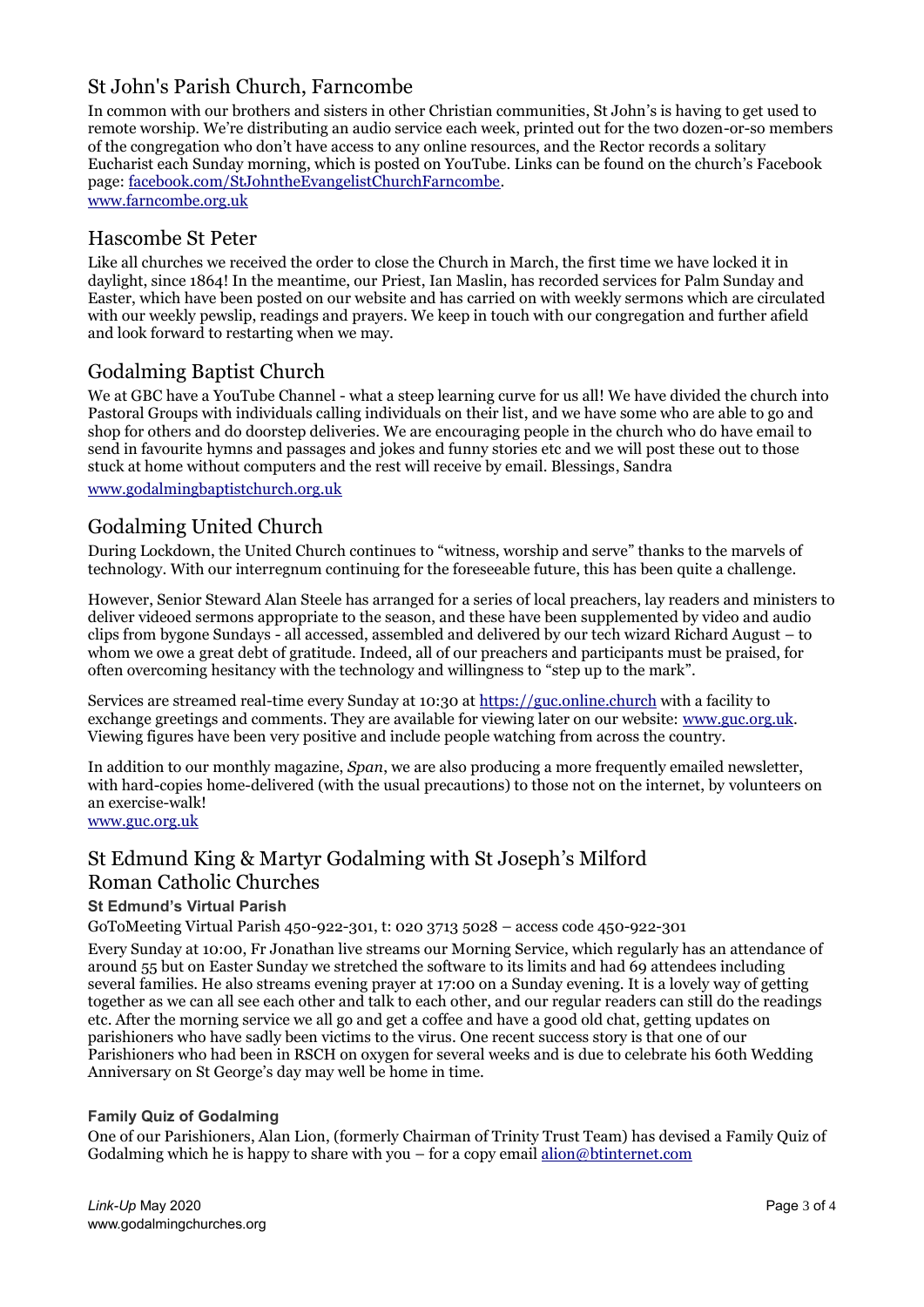## St John's Parish Church, Farncombe

In common with our brothers and sisters in other Christian communities, St John's is having to get used to remote worship. We're distributing an audio service each week, printed out for the two dozen-or-so members of the congregation who don't have access to any online resources, and the Rector records a solitary Eucharist each Sunday morning, which is posted on YouTube. Links can be found on the church's Facebook page: facebook.com/StJohntheEvangelistChurchFarncombe.
www.farncombe.org.uk

## Hascombe St Peter

Like all churches we received the order to close the Church in March, the first time we have locked it in daylight, since 1864! In the meantime, our Priest, Ian Maslin, has recorded services for Palm Sunday and Easter, which have been posted on our website and has carried on with weekly sermons which are circulated with our weekly pewslip, readings and prayers. We keep in touch with our congregation and further afield and look forward to restarting when we may.

## Godalming Baptist Church

We at GBC have a YouTube Channel - what a steep learning curve for us all! We have divided the church into Pastoral Groups with individuals calling individuals on their list, and we have some who are able to go and shop for others and do doorstep deliveries. We are encouraging people in the church who do have email to send in favourite hymns and passages and jokes and funny stories etc and we will post these out to those stuck at home without computers and the rest will receive by email. Blessings, Sandra

www.godalmingbaptistchurch.org.uk

## Godalming United Church

During Lockdown, the United Church continues to "witness, worship and serve" thanks to the marvels of technology. With our interregnum continuing for the foreseeable future, this has been quite a challenge.

However, Senior Steward Alan Steele has arranged for a series of local preachers, lay readers and ministers to deliver videoed sermons appropriate to the season, and these have been supplemented by video and audio clips from bygone Sundays - all accessed, assembled and delivered by our tech wizard Richard August – to whom we owe a great debt of gratitude. Indeed, all of our preachers and participants must be praised, for often overcoming hesitancy with the technology and willingness to "step up to the mark".

Services are streamed real-time every Sunday at 10:30 at https://guc.online.church with a facility to exchange greetings and comments. They are available for viewing later on our website: www.guc.org.uk. Viewing figures have been very positive and include people watching from across the country.

In addition to our monthly magazine, *Span*, we are also producing a more frequently emailed newsletter, with hard-copies home-delivered (with the usual precautions) to those not on the internet, by volunteers on an exercise-walk!
www.guc.org.uk

## St Edmund King & Martyr Godalming with St Joseph's Milford Roman Catholic Churches

### St Edmund's Virtual Parish

GoToMeeting Virtual Parish 450-922-301, t: 020 3713 5028 – access code 450-922-301

Every Sunday at 10:00, Fr Jonathan live streams our Morning Service, which regularly has an attendance of around 55 but on Easter Sunday we stretched the software to its limits and had 69 attendees including several families. He also streams evening prayer at 17:00 on a Sunday evening. It is a lovely way of getting together as we can all see each other and talk to each other, and our regular readers can still do the readings etc. After the morning service we all go and get a coffee and have a good old chat, getting updates on parishioners who have sadly been victims to the virus. One recent success story is that one of our Parishioners who had been in RSCH on oxygen for several weeks and is due to celebrate his 60th Wedding Anniversary on St George's day may well be home in time.

### Family Quiz of Godalming

One of our Parishioners, Alan Lion, (formerly Chairman of Trinity Trust Team) has devised a Family Quiz of Godalming which he is happy to share with you – for a copy email alion@btinternet.com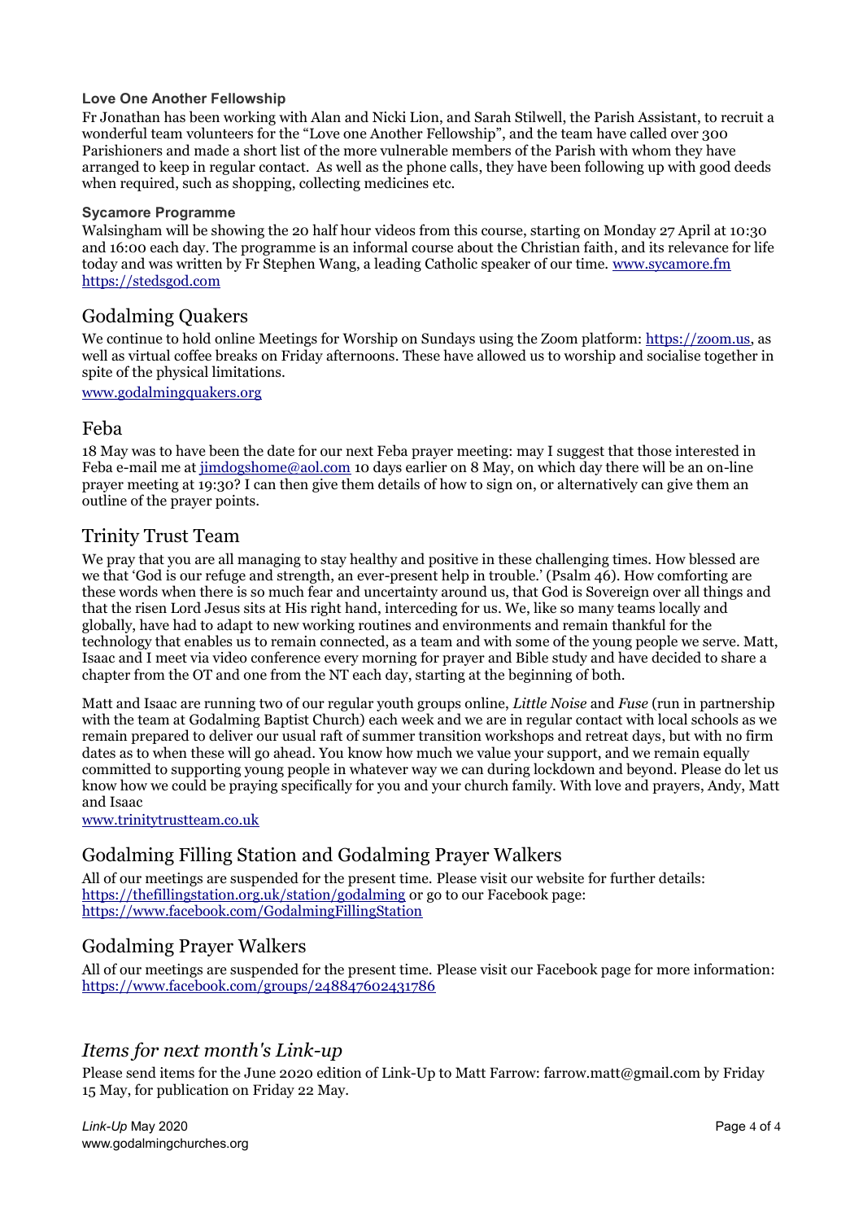### Love One Another Fellowship

Fr Jonathan has been working with Alan and Nicki Lion, and Sarah Stilwell, the Parish Assistant, to recruit a wonderful team volunteers for the "Love one Another Fellowship", and the team have called over 300 Parishioners and made a short list of the more vulnerable members of the Parish with whom they have arranged to keep in regular contact. As well as the phone calls, they have been following up with good deeds when required, such as shopping, collecting medicines etc.

### Sycamore Programme

Walsingham will be showing the 20 half hour videos from this course, starting on Monday 27 April at 10:30 and 16:00 each day. The programme is an informal course about the Christian faith, and its relevance for life today and was written by Fr Stephen Wang, a leading Catholic speaker of our time. www.sycamore.fm https://stedsgod.com

## Godalming Quakers

We continue to hold online Meetings for Worship on Sundays using the Zoom platform: https://zoom.us, as well as virtual coffee breaks on Friday afternoons. These have allowed us to worship and socialise together in spite of the physical limitations.

www.godalmingquakers.org

## Feba

18 May was to have been the date for our next Feba prayer meeting: may I suggest that those interested in Feba e-mail me at jimdogshome@aol.com 10 days earlier on 8 May, on which day there will be an on-line prayer meeting at 19:30? I can then give them details of how to sign on, or alternatively can give them an outline of the prayer points.

## Trinity Trust Team

We pray that you are all managing to stay healthy and positive in these challenging times. How blessed are we that 'God is our refuge and strength, an ever-present help in trouble.' (Psalm 46). How comforting are these words when there is so much fear and uncertainty around us, that God is Sovereign over all things and that the risen Lord Jesus sits at His right hand, interceding for us. We, like so many teams locally and globally, have had to adapt to new working routines and environments and remain thankful for the technology that enables us to remain connected, as a team and with some of the young people we serve. Matt, Isaac and I meet via video conference every morning for prayer and Bible study and have decided to share a chapter from the OT and one from the NT each day, starting at the beginning of both.

Matt and Isaac are running two of our regular youth groups online, *Little Noise* and *Fuse* (run in partnership with the team at Godalming Baptist Church) each week and we are in regular contact with local schools as we remain prepared to deliver our usual raft of summer transition workshops and retreat days, but with no firm dates as to when these will go ahead. You know how much we value your support, and we remain equally committed to supporting young people in whatever way we can during lockdown and beyond. Please do let us know how we could be praying specifically for you and your church family. With love and prayers, Andy, Matt and Isaac

www.trinitytrustteam.co.uk

## Godalming Filling Station and Godalming Prayer Walkers

All of our meetings are suspended for the present time. Please visit our website for further details: https://thefillingstation.org.uk/station/godalming or go to our Facebook page: https://www.facebook.com/GodalmingFillingStation

## Godalming Prayer Walkers

All of our meetings are suspended for the present time. Please visit our Facebook page for more information: https://www.facebook.com/groups/248847602431786

## *Items for next month's Link-up*

Please send items for the June 2020 edition of Link-Up to Matt Farrow: farrow.matt@gmail.com by Friday 15 May, for publication on Friday 22 May.